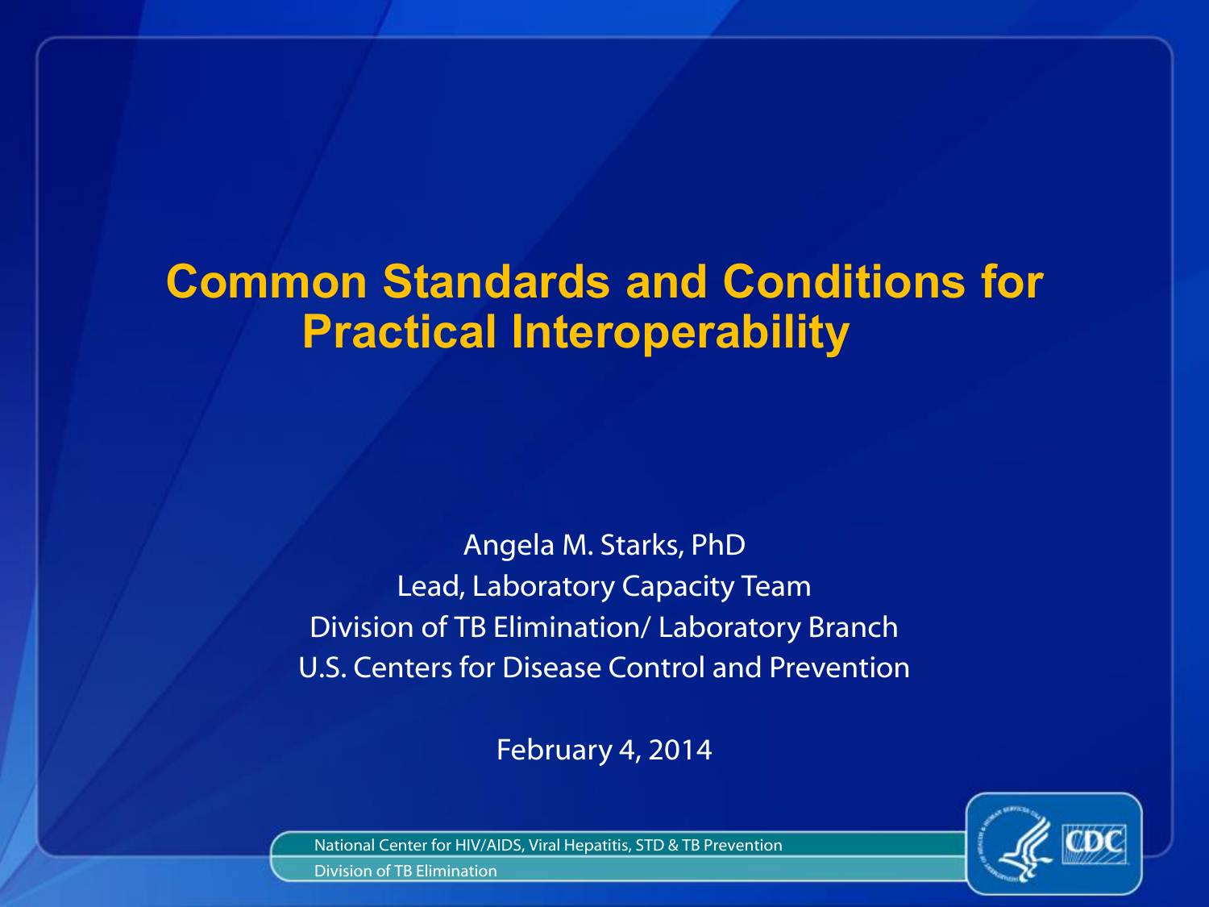# Common Standards and Conditions for Practical Interoperability

Angela M. Starks, PhD

Lead, Laboratory Capacity Team

Division of TB Elimination/ Laboratory Branch

U.S. Centers for Disease Control and Prevention

February 4, 2014

National Center for HIV/AIDS, Viral Hepatitis, STD & TB Prevention

Division of TB Elimination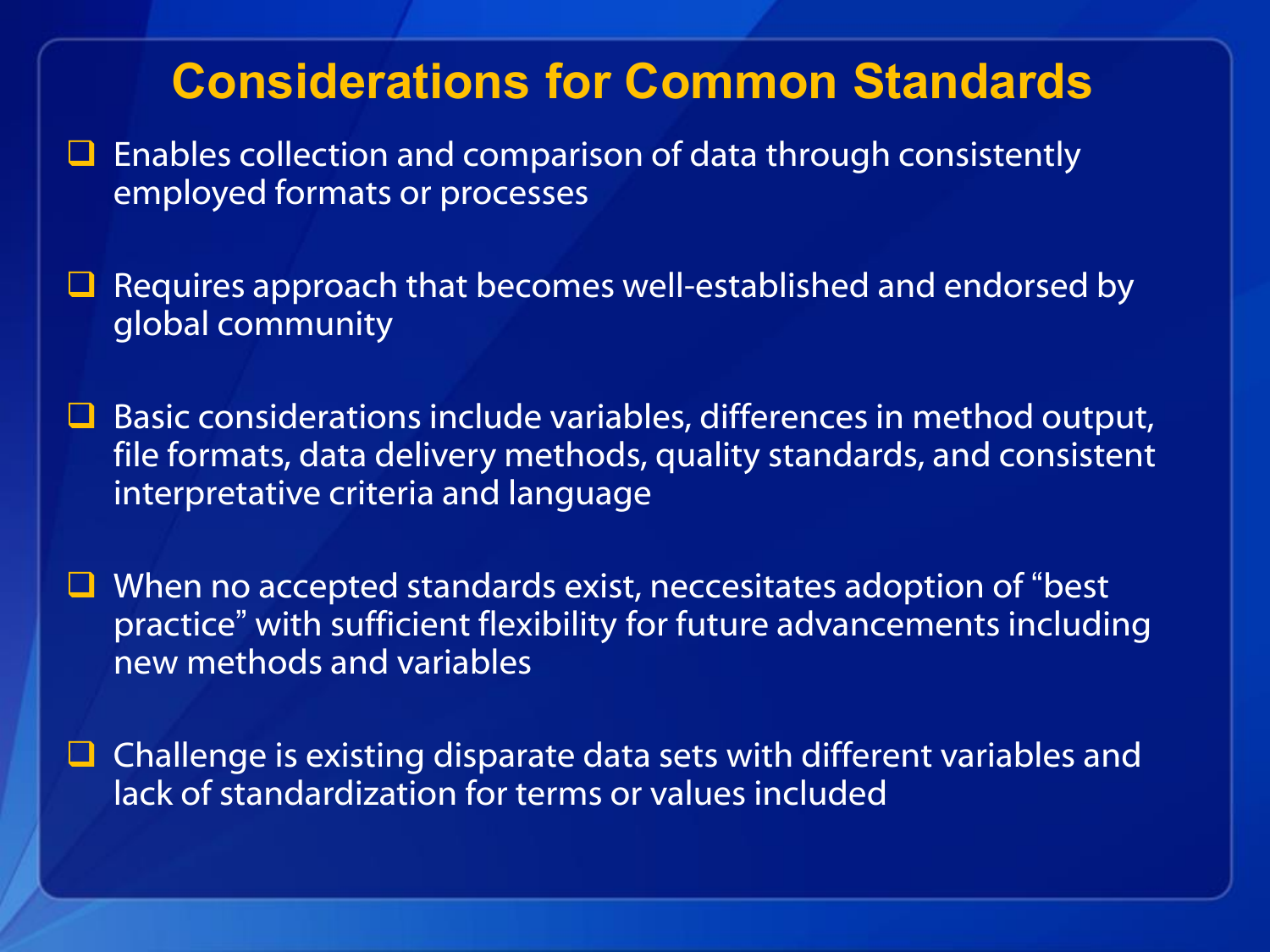# Considerations for Common Standards

- Enables collection and comparison of data through consistently employed formats or processes

- Requires approach that becomes well-established and endorsed by global community

- Basic considerations include variables, differences in method output, file formats, data delivery methods, quality standards, and consistent interpretative criteria and language

- When no accepted standards exist, neccesitates adoption of “best practice” with sufficient flexibility for future advancements including new methods and variables

- Challenge is existing disparate data sets with different variables and lack of standardization for terms or values included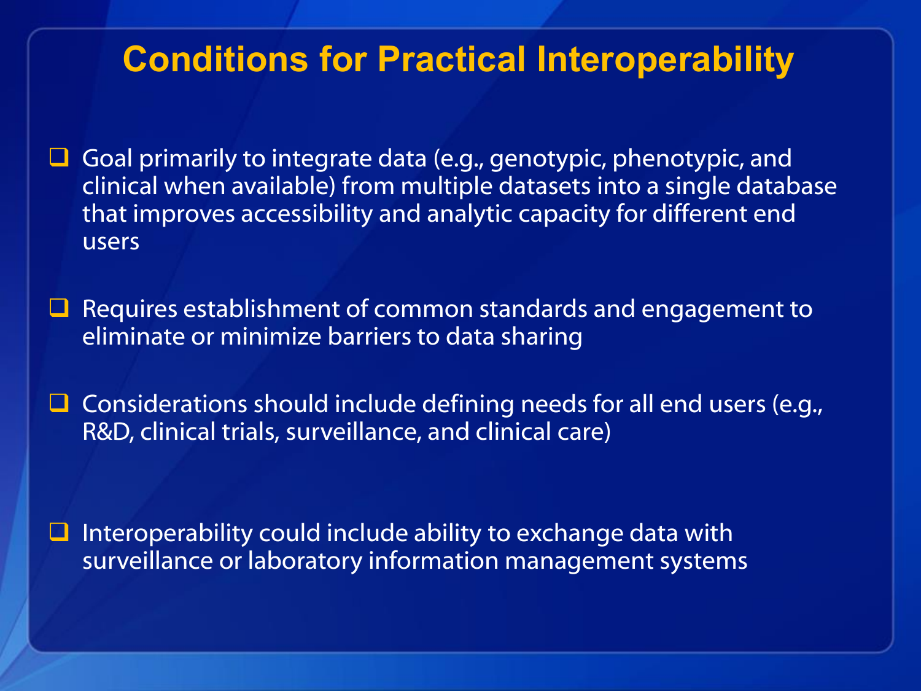# Conditions for Practical Interoperability

- Goal primarily to integrate data (e.g., genotypic, phenotypic, and clinical when available) from multiple datasets into a single database that improves accessibility and analytic capacity for different end users

- Requires establishment of common standards and engagement to eliminate or minimize barriers to data sharing

- Considerations should include defining needs for all end users (e.g., R&D, clinical trials, surveillance, and clinical care)

- Interoperability could include ability to exchange data with surveillance or laboratory information management systems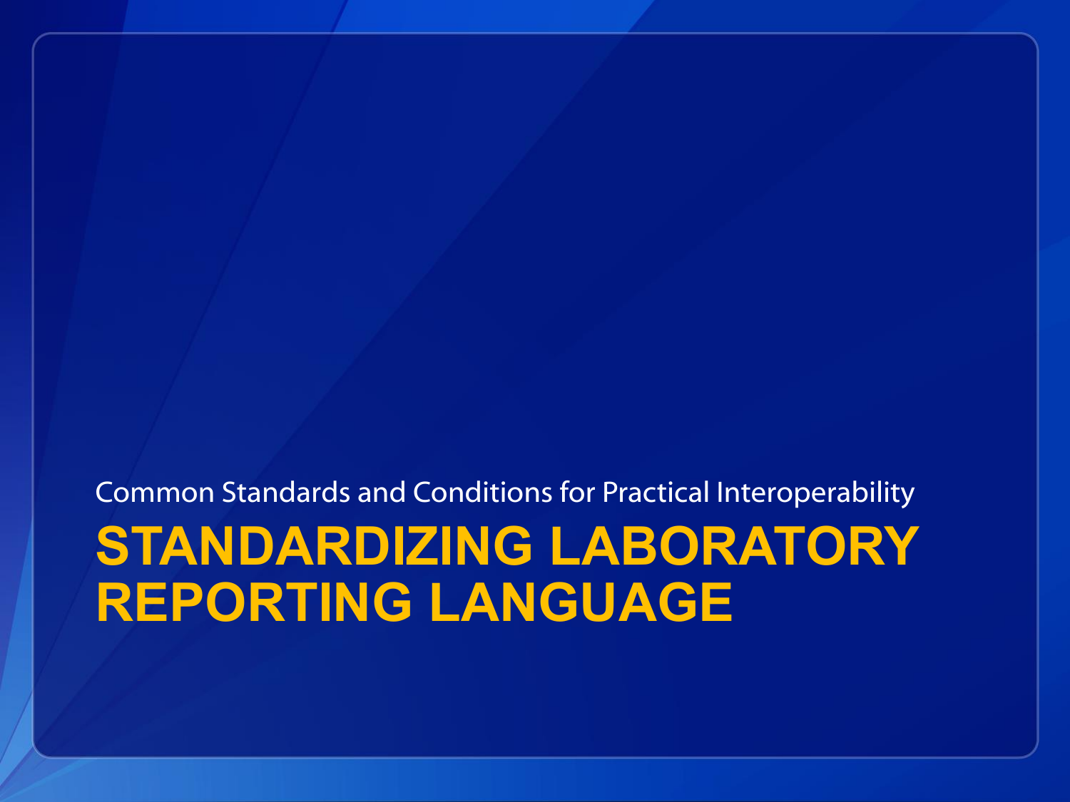Common Standards and Conditions for Practical Interoperability

# STANDARDIZING LABORATORY REPORTING LANGUAGE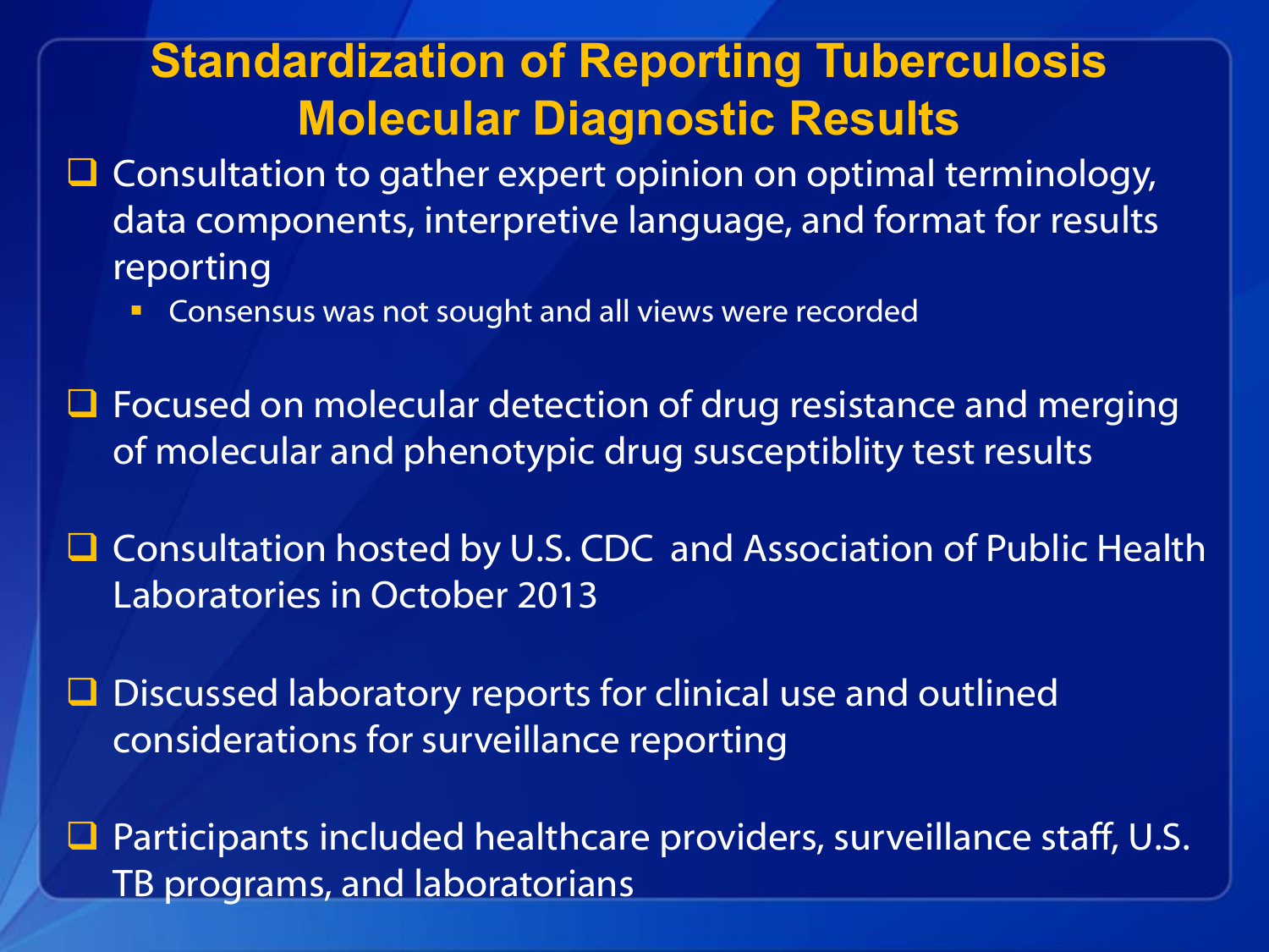# Standardization of Reporting Tuberculosis Molecular Diagnostic Results

- Consultation to gather expert opinion on optimal terminology, data components, interpretive language, and format for results reporting
  - Consensus was not sought and all views were recorded
- Focused on molecular detection of drug resistance and merging of molecular and phenotypic drug susceptiblity test results
- Consultation hosted by U.S. CDC and Association of Public Health Laboratories in October 2013
- Discussed laboratory reports for clinical use and outlined considerations for surveillance reporting
- Participants included healthcare providers, surveillance staff, U.S. TB programs, and laboratorians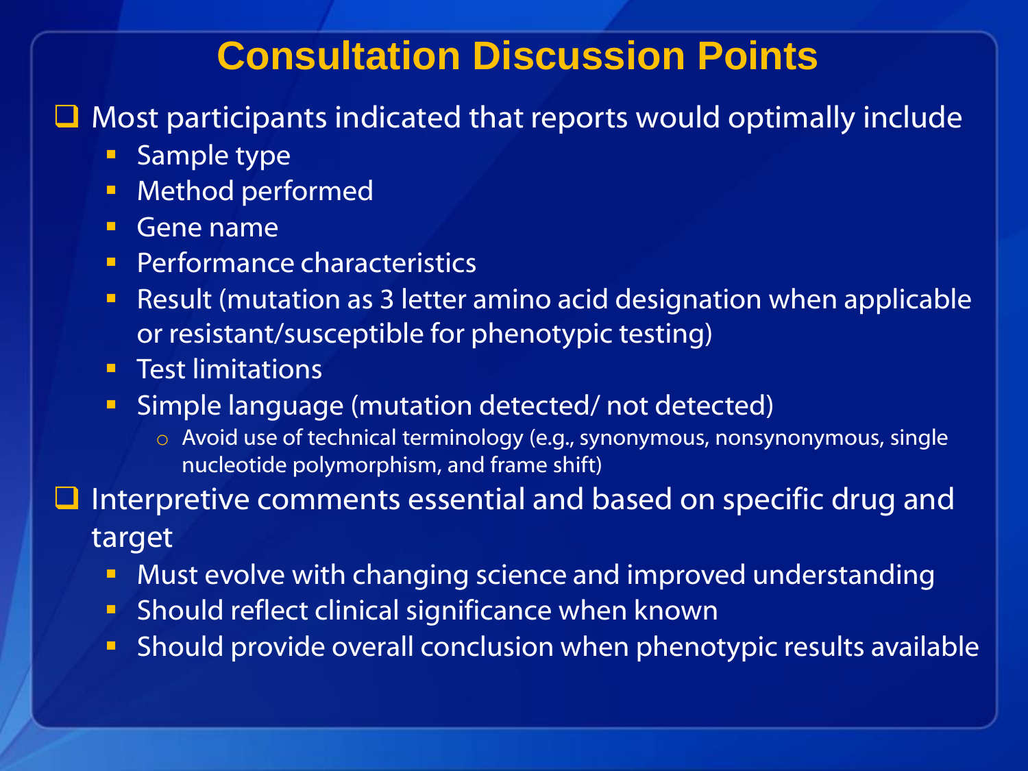# Consultation Discussion Points

- Most participants indicated that reports would optimally include
  - Sample type
  - Method performed
  - Gene name
  - Performance characteristics
  - Result (mutation as 3 letter amino acid designation when applicable or resistant/susceptible for phenotypic testing)
  - Test limitations
  - Simple language (mutation detected/ not detected)
    - Avoid use of technical terminology (e.g., synonymous, nonsynonymous, single nucleotide polymorphism, and frame shift)
- Interpretive comments essential and based on specific drug and target
  - Must evolve with changing science and improved understanding
  - Should reflect clinical significance when known
  - Should provide overall conclusion when phenotypic results available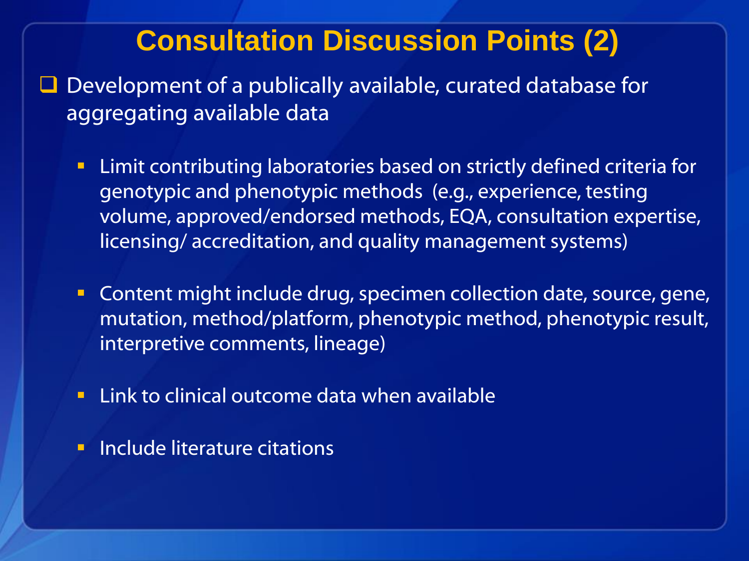# Consultation Discussion Points (2)

- Development of a publically available, curated database for aggregating available data
  - Limit contributing laboratories based on strictly defined criteria for genotypic and phenotypic methods (e.g., experience, testing volume, approved/endorsed methods, EQA, consultation expertise, licensing/ accreditation, and quality management systems)
  - Content might include drug, specimen collection date, source, gene, mutation, method/platform, phenotypic method, phenotypic result, interpretive comments, lineage)
  - Link to clinical outcome data when available
  - Include literature citations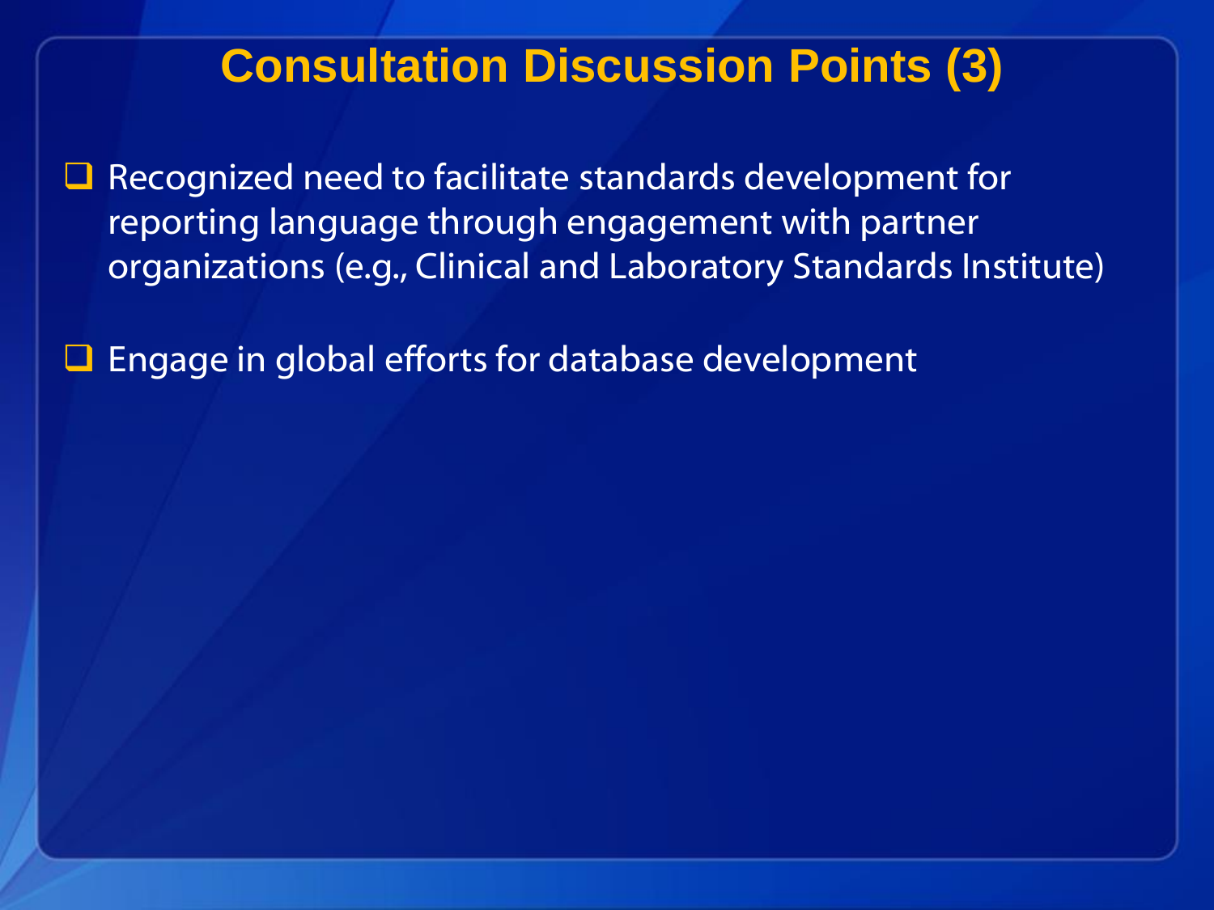# Consultation Discussion Points (3)

- Recognized need to facilitate standards development for reporting language through engagement with partner organizations (e.g., Clinical and Laboratory Standards Institute)
- Engage in global efforts for database development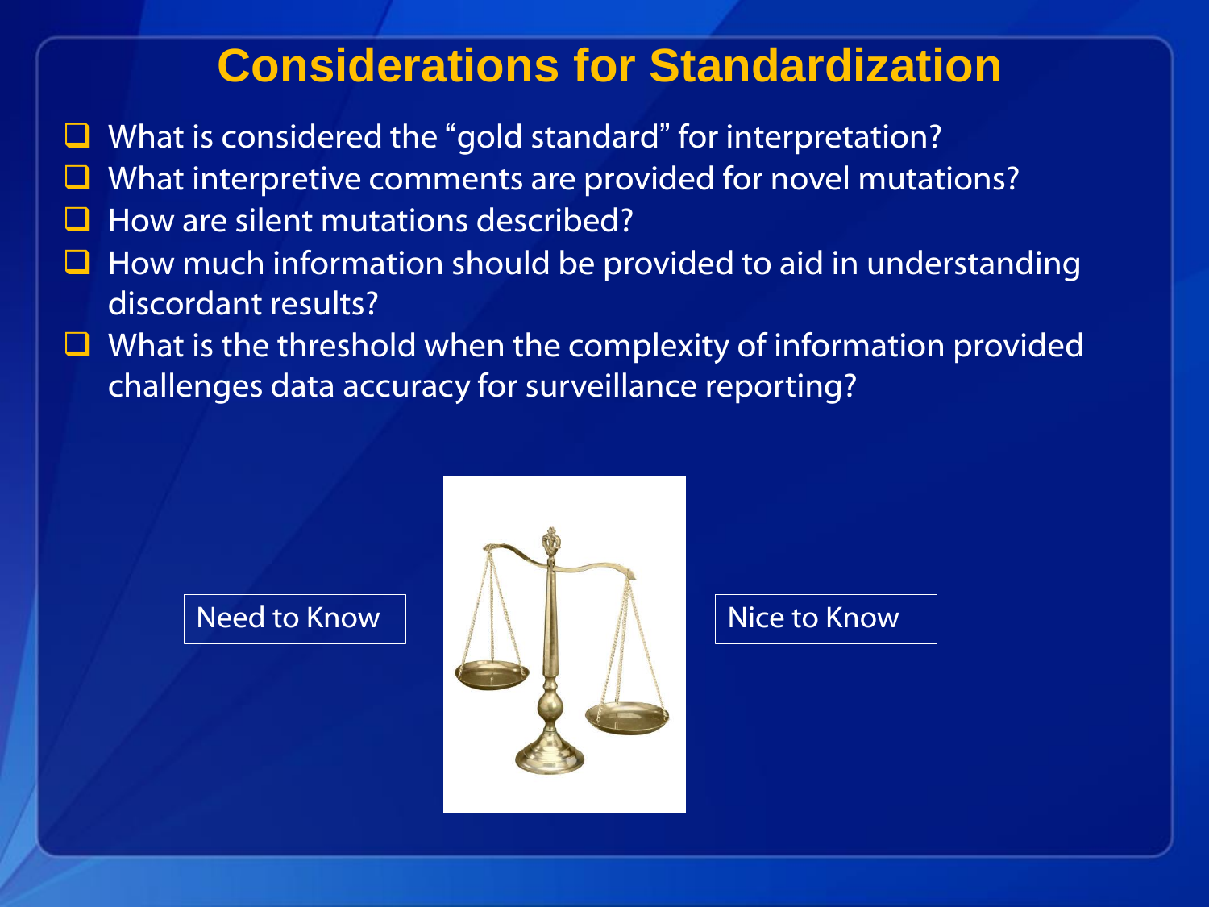# Considerations for Standardization

- What is considered the "gold standard" for interpretation?
- What interpretive comments are provided for novel mutations?
- How are silent mutations described?
- How much information should be provided to aid in understanding discordant results?
- What is the threshold when the complexity of information provided challenges data accuracy for surveillance reporting?

Need to Know

Nice to Know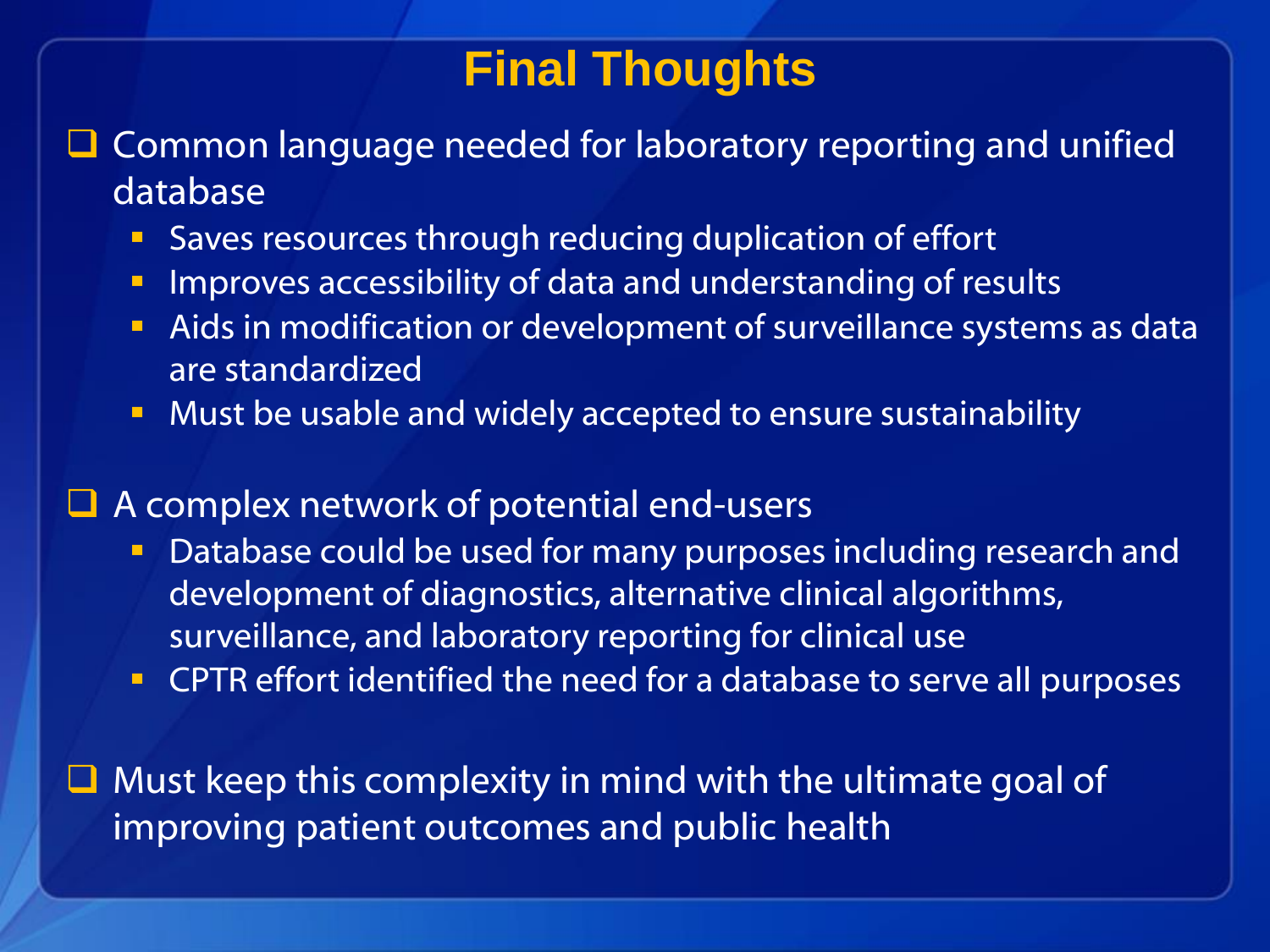# Final Thoughts

- Common language needed for laboratory reporting and unified database
  - Saves resources through reducing duplication of effort
  - Improves accessibility of data and understanding of results
  - Aids in modification or development of surveillance systems as data are standardized
  - Must be usable and widely accepted to ensure sustainability

- A complex network of potential end-users
  - Database could be used for many purposes including research and development of diagnostics, alternative clinical algorithms, surveillance, and laboratory reporting for clinical use
  - CPTR effort identified the need for a database to serve all purposes

- Must keep this complexity in mind with the ultimate goal of improving patient outcomes and public health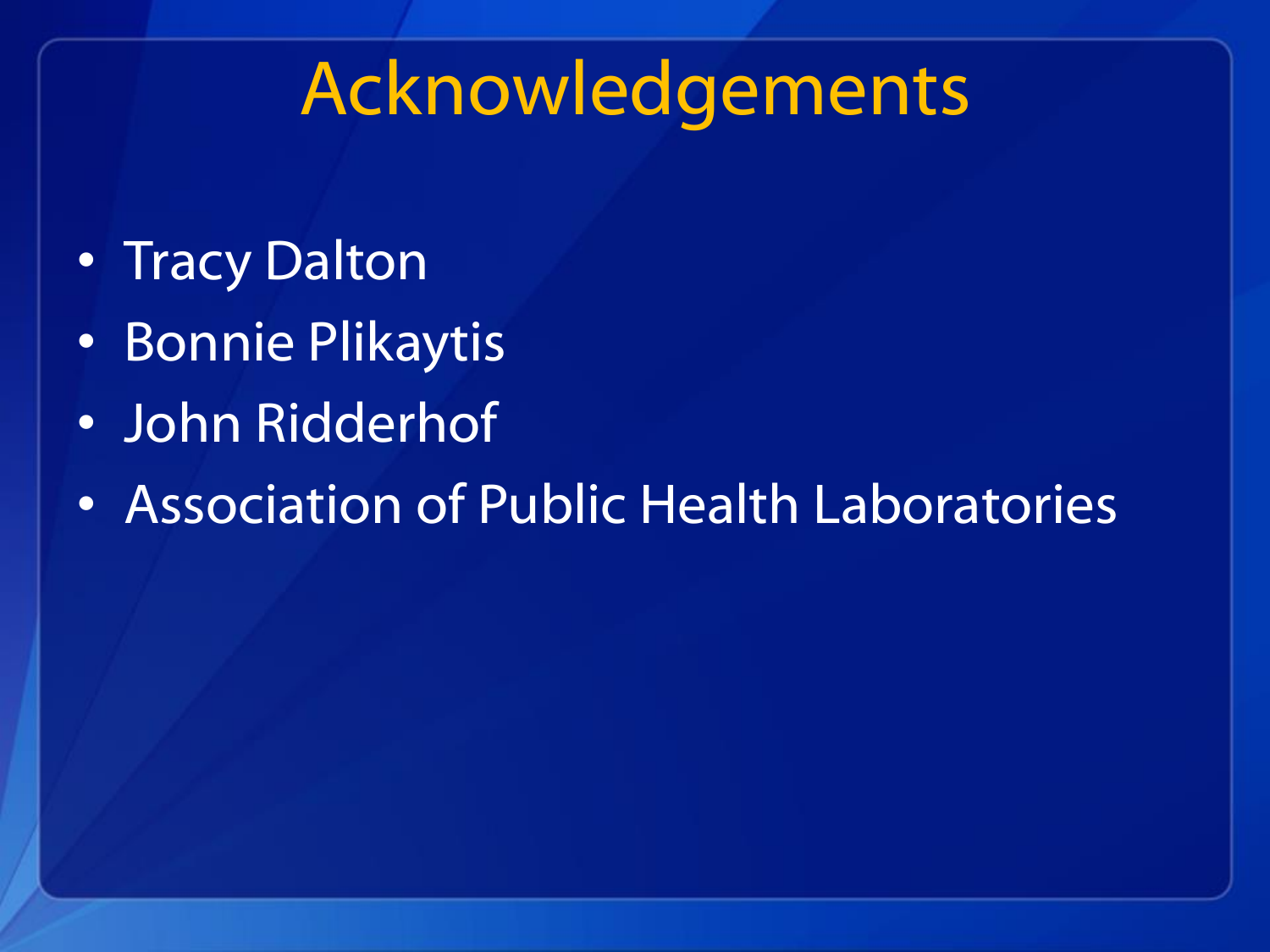# Acknowledgements

- Tracy Dalton
- Bonnie Plikaytis
- John Ridderhof
- Association of Public Health Laboratories